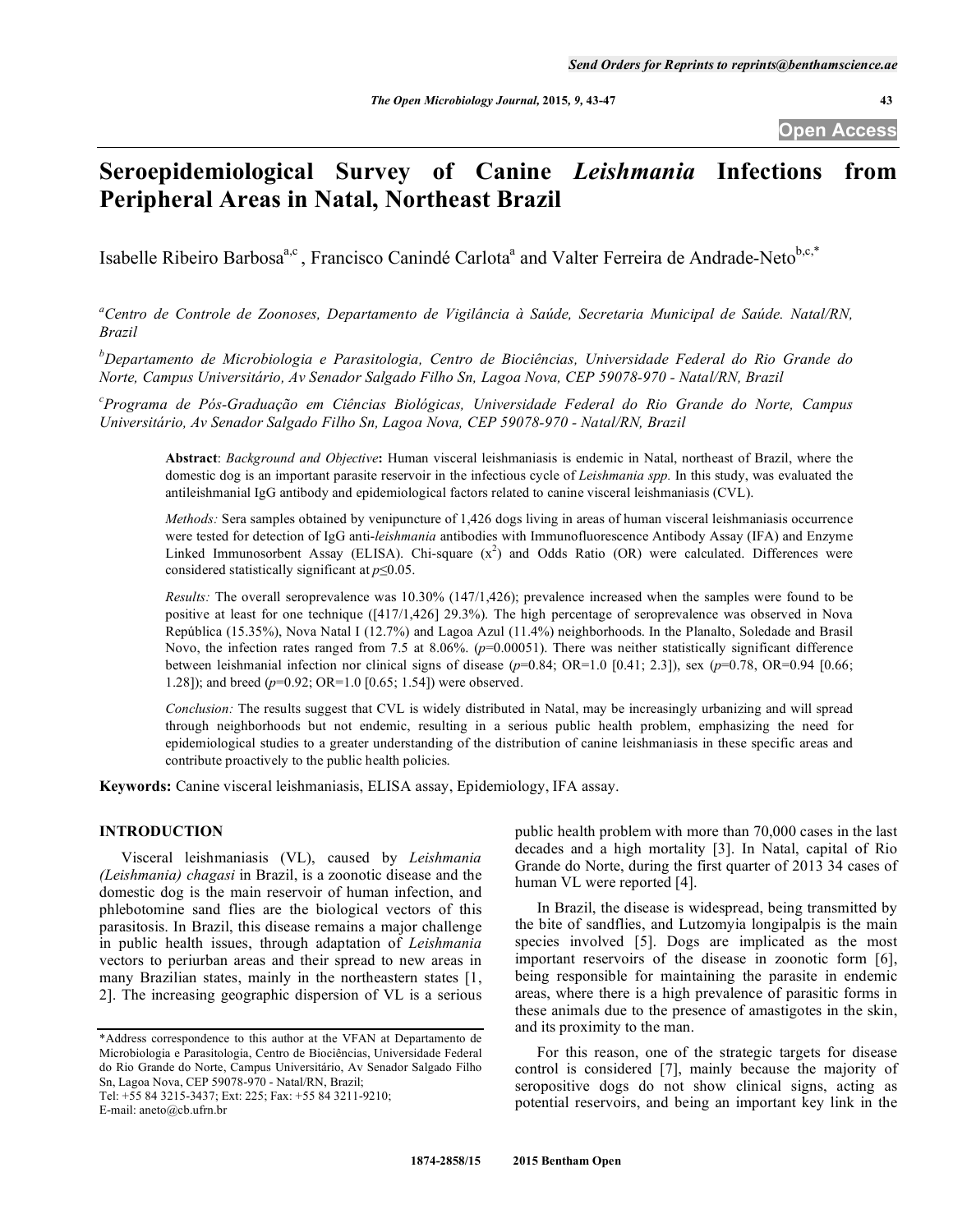# Seroepidemiological Survey of Canine *Leishmania* Infections from Peripheral Areas in Natal, Northeast Brazil

Isabelle Ribeiro Barbosa[a,c], Francisco Canindé Carlota[a] and Valter Ferreira de Andrade-Neto[b,c,*]

[a]*Centro de Controle de Zoonoses, Departamento de Vigilância à Saúde, Secretaria Municipal de Saúde. Natal/RN, Brazil*

[b]*Departamento de Microbiologia e Parasitologia, Centro de Biociências, Universidade Federal do Rio Grande do Norte, Campus Universitário, Av Senador Salgado Filho Sn, Lagoa Nova, CEP 59078-970 - Natal/RN, Brazil*

[c]*Programa de Pós-Graduação em Ciências Biológicas, Universidade Federal do Rio Grande do Norte, Campus Universitário, Av Senador Salgado Filho Sn, Lagoa Nova, CEP 59078-970 - Natal/RN, Brazil*

**Abstract**: *Background and Objective***:** Human visceral leishmaniasis is endemic in Natal, northeast of Brazil, where the domestic dog is an important parasite reservoir in the infectious cycle of *Leishmania spp.* In this study, was evaluated the antileishmanial IgG antibody and epidemiological factors related to canine visceral leishmaniasis (CVL).

*Methods:* Sera samples obtained by venipuncture of 1,426 dogs living in areas of human visceral leishmaniasis occurrence were tested for detection of IgG anti-*leishmania* antibodies with Immunofluorescence Antibody Assay (IFA) and Enzyme Linked Immunosorbent Assay (ELISA). Chi-square ($x^2$) and Odds Ratio (OR) were calculated. Differences were considered statistically significant at $p \leq 0.05$.

*Results:* The overall seroprevalence was 10.30% (147/1,426); prevalence increased when the samples were found to be positive at least for one technique ([417/1,426] 29.3%). The high percentage of seroprevalence was observed in Nova República (15.35%), Nova Natal I (12.7%) and Lagoa Azul (11.4%) neighborhoods. In the Planalto, Soledade and Brasil Novo, the infection rates ranged from 7.5 at 8.06%. ($p$=0.00051). There was neither statistically significant difference between leishmanial infection nor clinical signs of disease ($p$=0.84; OR=1.0 [0.41; 2.3]), sex ($p$=0.78, OR=0.94 [0.66; 1.28]); and breed ($p$=0.92; OR=1.0 [0.65; 1.54]) were observed.

*Conclusion:* The results suggest that CVL is widely distributed in Natal, may be increasingly urbanizing and will spread through neighborhoods but not endemic, resulting in a serious public health problem, emphasizing the need for epidemiological studies to a greater understanding of the distribution of canine leishmaniasis in these specific areas and contribute proactively to the public health policies.

**Keywords:** Canine visceral leishmaniasis, ELISA assay, Epidemiology, IFA assay.

## INTRODUCTION

Visceral leishmaniasis (VL), caused by *Leishmania (Leishmania) chagasi* in Brazil, is a zoonotic disease and the domestic dog is the main reservoir of human infection, and phlebotomine sand flies are the biological vectors of this parasitosis. In Brazil, this disease remains a major challenge in public health issues, through adaptation of *Leishmania* vectors to periurban areas and their spread to new areas in many Brazilian states, mainly in the northeastern states [1, 2]. The increasing geographic dispersion of VL is a serious public health problem with more than 70,000 cases in the last decades and a high mortality [3]. In Natal, capital of Rio Grande do Norte, during the first quarter of 2013 34 cases of human VL were reported [4].

In Brazil, the disease is widespread, being transmitted by the bite of sandflies, and Lutzomyia longipalpis is the main species involved [5]. Dogs are implicated as the most important reservoirs of the disease in zoonotic form [6], being responsible for maintaining the parasite in endemic areas, where there is a high prevalence of parasitic forms in these animals due to the presence of amastigotes in the skin, and its proximity to the man.

For this reason, one of the strategic targets for disease control is considered [7], mainly because the majority of seropositive dogs do not show clinical signs, acting as potential reservoirs, and being an important key link in the

*Address correspondence to this author at the VFAN at Departamento de Microbiologia e Parasitologia, Centro de Biociências, Universidade Federal do Rio Grande do Norte, Campus Universitário, Av Senador Salgado Filho Sn, Lagoa Nova, CEP 59078-970 - Natal/RN, Brazil;
Tel: +55 84 3215-3437; Ext: 225; Fax: +55 84 3211-9210;
E-mail: aneto@cb.ufrn.br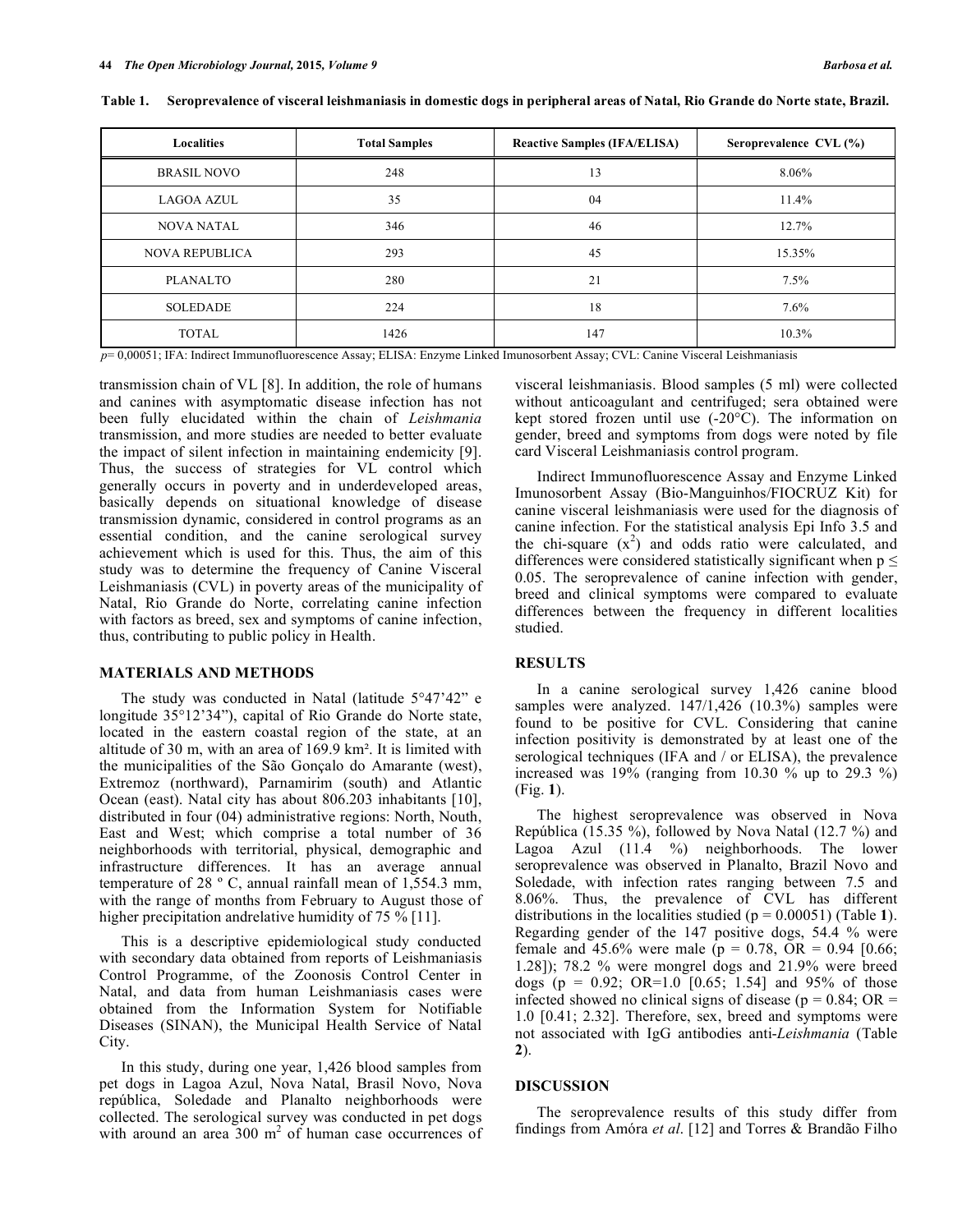**Table 1. Seroprevalence of visceral leishmaniasis in domestic dogs in peripheral areas of Natal, Rio Grande do Norte state, Brazil.**

| Localities | Total Samples | Reactive Samples (IFA/ELISA) | Seroprevalence CVL (%) |
|---|---|---|---|
| BRASIL NOVO | 248 | 13 | 8.06% |
| LAGOA AZUL | 35 | 04 | 11.4% |
| NOVA NATAL | 346 | 46 | 12.7% |
| NOVA REPUBLICA | 293 | 45 | 15.35% |
| PLANALTO | 280 | 21 | 7.5% |
| SOLEDADE | 224 | 18 | 7.6% |
| TOTAL | 1426 | 147 | 10.3% |

*p*= 0,00051; IFA: Indirect Immunofluorescence Assay; ELISA: Enzyme Linked Imunosorbent Assay; CVL: Canine Visceral Leishmaniasis

transmission chain of VL [8]. In addition, the role of humans and canines with asymptomatic disease infection has not been fully elucidated within the chain of *Leishmania* transmission, and more studies are needed to better evaluate the impact of silent infection in maintaining endemicity [9]. Thus, the success of strategies for VL control which generally occurs in poverty and in underdeveloped areas, basically depends on situational knowledge of disease transmission dynamic, considered in control programs as an essential condition, and the canine serological survey achievement which is used for this. Thus, the aim of this study was to determine the frequency of Canine Visceral Leishmaniasis (CVL) in poverty areas of the municipality of Natal, Rio Grande do Norte, correlating canine infection with factors as breed, sex and symptoms of canine infection, thus, contributing to public policy in Health.

## MATERIALS AND METHODS

The study was conducted in Natal (latitude 5°47'42" e longitude 35°12'34"), capital of Rio Grande do Norte state, located in the eastern coastal region of the state, at an altitude of 30 m, with an area of 169.9 km². It is limited with the municipalities of the São Gonçalo do Amarante (west), Extremoz (northward), Parnamirim (south) and Atlantic Ocean (east). Natal city has about 806.203 inhabitants [10], distributed in four (04) administrative regions: North, Nouth, East and West; which comprise a total number of 36 neighborhoods with territorial, physical, demographic and infrastructure differences. It has an average annual temperature of 28 º C, annual rainfall mean of 1,554.3 mm, with the range of months from February to August those of higher precipitation andrelative humidity of 75 % [11].

This is a descriptive epidemiological study conducted with secondary data obtained from reports of Leishmaniasis Control Programme, of the Zoonosis Control Center in Natal, and data from human Leishmaniasis cases were obtained from the Information System for Notifiable Diseases (SINAN), the Municipal Health Service of Natal City.

In this study, during one year, 1,426 blood samples from pet dogs in Lagoa Azul, Nova Natal, Brasil Novo, Nova república, Soledade and Planalto neighborhoods were collected. The serological survey was conducted in pet dogs with around an area 300 m$^2$ of human case occurrences of visceral leishmaniasis. Blood samples (5 ml) were collected without anticoagulant and centrifuged; sera obtained were kept stored frozen until use (-20°C). The information on gender, breed and symptoms from dogs were noted by file card Visceral Leishmaniasis control program.

Indirect Immunofluorescence Assay and Enzyme Linked Imunosorbent Assay (Bio-Manguinhos/FIOCRUZ Kit) for canine visceral leishmaniasis were used for the diagnosis of canine infection. For the statistical analysis Epi Info 3.5 and the chi-square ($x^2$) and odds ratio were calculated, and differences were considered statistically significant when $p \leq 0.05$. The seroprevalence of canine infection with gender, breed and clinical symptoms were compared to evaluate differences between the frequency in different localities studied.

## RESULTS

In a canine serological survey 1,426 canine blood samples were analyzed. 147/1,426 (10.3%) samples were found to be positive for CVL. Considering that canine infection positivity is demonstrated by at least one of the serological techniques (IFA and / or ELISA), the prevalence increased was 19% (ranging from 10.30 % up to 29.3 %) (Fig. **1**).

The highest seroprevalence was observed in Nova República (15.35 %), followed by Nova Natal (12.7 %) and Lagoa Azul (11.4 %) neighborhoods. The lower seroprevalence was observed in Planalto, Brazil Novo and Soledade, with infection rates ranging between 7.5 and 8.06%. Thus, the prevalence of CVL has different distributions in the localities studied (p = 0.00051) (Table **1**). Regarding gender of the 147 positive dogs, 54.4 % were female and 45.6% were male (p = 0.78, OR = 0.94 [0.66; 1.28]); 78.2 % were mongrel dogs and 21.9% were breed dogs (p = 0.92; OR=1.0 [0.65; 1.54] and 95% of those infected showed no clinical signs of disease (p = 0.84; OR = 1.0 [0.41; 2.32]. Therefore, sex, breed and symptoms were not associated with IgG antibodies anti-*Leishmania* (Table **2**).

## DISCUSSION

The seroprevalence results of this study differ from findings from Amóra *et al*. [12] and Torres & Brandão Filho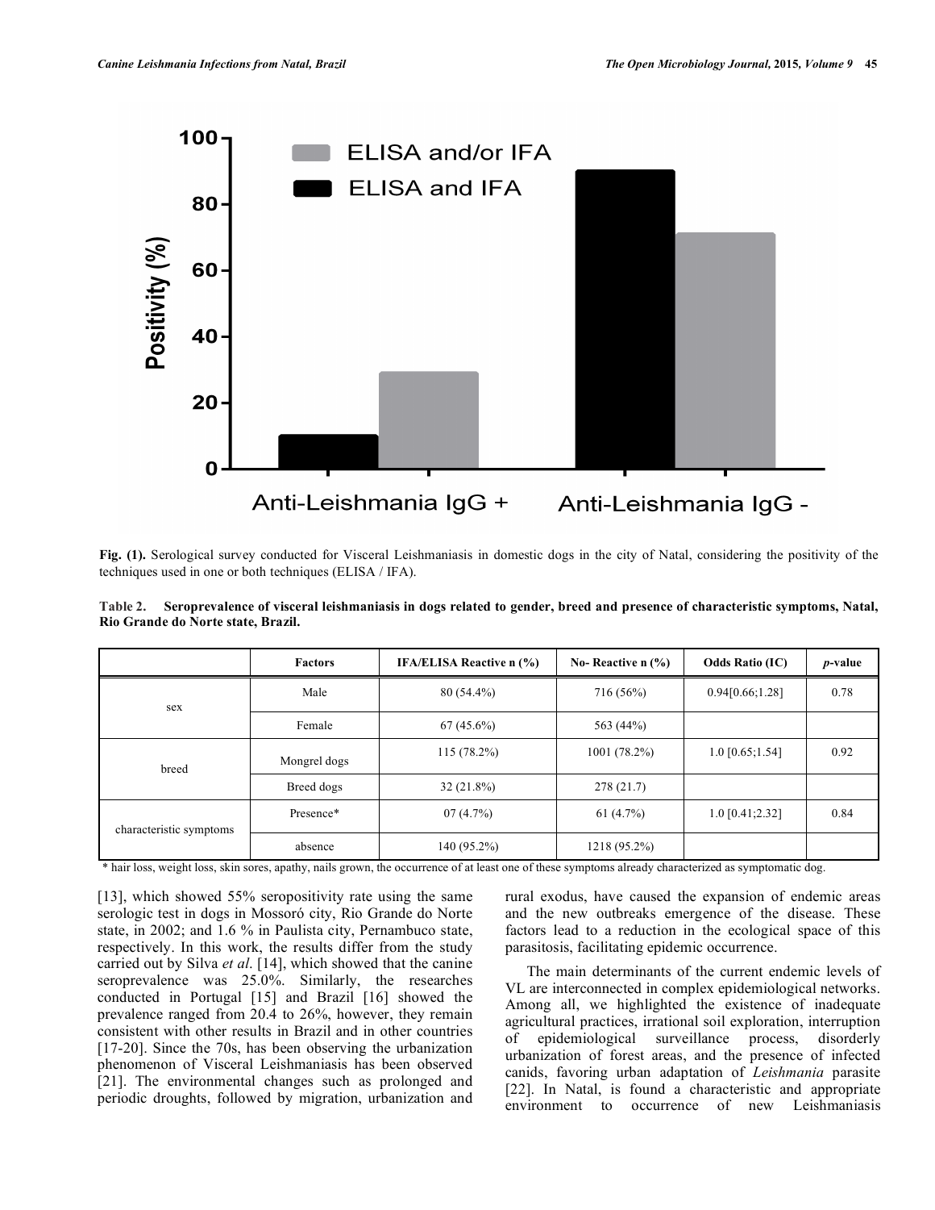Fig. (1). Serological survey conducted for Visceral Leishmaniasis in domestic dogs in the city of Natal, considering the positivity of the techniques used in one or both techniques (ELISA / IFA).

**Table 2. Seroprevalence of visceral leishmaniasis in dogs related to gender, breed and presence of characteristic symptoms, Natal, Rio Grande do Norte state, Brazil.**

| | Factors | IFA/ELISA Reactive n (%) | No- Reactive n (%) | Odds Ratio (IC) | *p*-value |
|---|---|---|---|---|---|
| sex | Male | 80 (54.4%) | 716 (56%) | 0.94[0.66;1.28] | 0.78 |
| | Female | 67 (45.6%) | 563 (44%) | | |
| breed | Mongrel dogs | 115 (78.2%) | 1001 (78.2%) | 1.0 [0.65;1.54] | 0.92 |
| | Breed dogs | 32 (21.8%) | 278 (21.7) | | |
| characteristic symptoms | Presence* | 07 (4.7%) | 61 (4.7%) | 1.0 [0.41;2.32] | 0.84 |
| | absence | 140 (95.2%) | 1218 (95.2%) | | |

* hair loss, weight loss, skin sores, apathy, nails grown, the occurrence of at least one of these symptoms already characterized as symptomatic dog.

[13], which showed 55% seropositivity rate using the same serologic test in dogs in Mossoró city, Rio Grande do Norte state, in 2002; and 1.6 % in Paulista city, Pernambuco state, respectively. In this work, the results differ from the study carried out by Silva *et al*. [14], which showed that the canine seroprevalence was 25.0%. Similarly, the researches conducted in Portugal [15] and Brazil [16] showed the prevalence ranged from 20.4 to 26%, however, they remain consistent with other results in Brazil and in other countries [17-20]. Since the 70s, has been observing the urbanization phenomenon of Visceral Leishmaniasis has been observed [21]. The environmental changes such as prolonged and periodic droughts, followed by migration, urbanization and rural exodus, have caused the expansion of endemic areas and the new outbreaks emergence of the disease. These factors lead to a reduction in the ecological space of this parasitosis, facilitating epidemic occurrence.

The main determinants of the current endemic levels of VL are interconnected in complex epidemiological networks. Among all, we highlighted the existence of inadequate agricultural practices, irrational soil exploration, interruption of epidemiological surveillance process, disorderly urbanization of forest areas, and the presence of infected canids, favoring urban adaptation of *Leishmania* parasite [22]. In Natal, is found a characteristic and appropriate environment to occurrence of new Leishmaniasis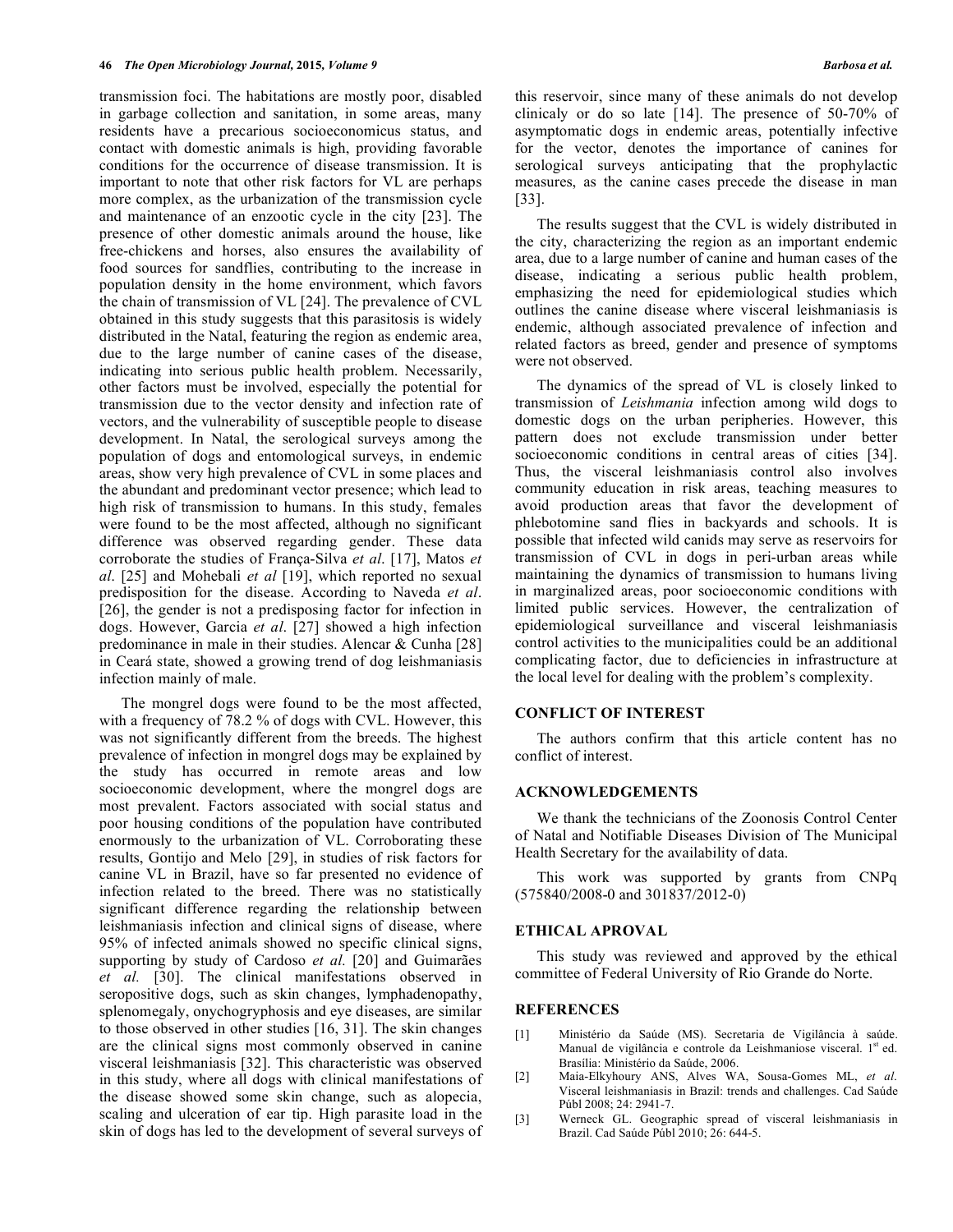transmission foci. The habitations are mostly poor, disabled in garbage collection and sanitation, in some areas, many residents have a precarious socioeconomicus status, and contact with domestic animals is high, providing favorable conditions for the occurrence of disease transmission. It is important to note that other risk factors for VL are perhaps more complex, as the urbanization of the transmission cycle and maintenance of an enzootic cycle in the city [23]. The presence of other domestic animals around the house, like free-chickens and horses, also ensures the availability of food sources for sandflies, contributing to the increase in population density in the home environment, which favors the chain of transmission of VL [24]. The prevalence of CVL obtained in this study suggests that this parasitosis is widely distributed in the Natal, featuring the region as endemic area, due to the large number of canine cases of the disease, indicating into serious public health problem. Necessarily, other factors must be involved, especially the potential for transmission due to the vector density and infection rate of vectors, and the vulnerability of susceptible people to disease development. In Natal, the serological surveys among the population of dogs and entomological surveys, in endemic areas, show very high prevalence of CVL in some places and the abundant and predominant vector presence; which lead to high risk of transmission to humans. In this study, females were found to be the most affected, although no significant difference was observed regarding gender. These data corroborate the studies of França-Silva *et al*. [17], Matos *et al*. [25] and Mohebali *et al* [19], which reported no sexual predisposition for the disease. According to Naveda *et al*. [26], the gender is not a predisposing factor for infection in dogs. However, Garcia *et al*. [27] showed a high infection predominance in male in their studies. Alencar & Cunha [28] in Ceará state, showed a growing trend of dog leishmaniasis infection mainly of male.

The mongrel dogs were found to be the most affected, with a frequency of 78.2 % of dogs with CVL. However, this was not significantly different from the breeds. The highest prevalence of infection in mongrel dogs may be explained by the study has occurred in remote areas and low socioeconomic development, where the mongrel dogs are most prevalent. Factors associated with social status and poor housing conditions of the population have contributed enormously to the urbanization of VL. Corroborating these results, Gontijo and Melo [29], in studies of risk factors for canine VL in Brazil, have so far presented no evidence of infection related to the breed. There was no statistically significant difference regarding the relationship between leishmaniasis infection and clinical signs of disease, where 95% of infected animals showed no specific clinical signs, supporting by study of Cardoso *et al.* [20] and Guimarães *et al.* [30]. The clinical manifestations observed in seropositive dogs, such as skin changes, lymphadenopathy, splenomegaly, onychogryphosis and eye diseases, are similar to those observed in other studies [16, 31]. The skin changes are the clinical signs most commonly observed in canine visceral leishmaniasis [32]. This characteristic was observed in this study, where all dogs with clinical manifestations of the disease showed some skin change, such as alopecia, scaling and ulceration of ear tip. High parasite load in the skin of dogs has led to the development of several surveys of this reservoir, since many of these animals do not develop clinicaly or do so late [14]. The presence of 50-70% of asymptomatic dogs in endemic areas, potentially infective for the vector, denotes the importance of canines for serological surveys anticipating that the prophylactic measures, as the canine cases precede the disease in man [33].

The results suggest that the CVL is widely distributed in the city, characterizing the region as an important endemic area, due to a large number of canine and human cases of the disease, indicating a serious public health problem, emphasizing the need for epidemiological studies which outlines the canine disease where visceral leishmaniasis is endemic, although associated prevalence of infection and related factors as breed, gender and presence of symptoms were not observed.

The dynamics of the spread of VL is closely linked to transmission of *Leishmania* infection among wild dogs to domestic dogs on the urban peripheries. However, this pattern does not exclude transmission under better socioeconomic conditions in central areas of cities [34]. Thus, the visceral leishmaniasis control also involves community education in risk areas, teaching measures to avoid production areas that favor the development of phlebotomine sand flies in backyards and schools. It is possible that infected wild canids may serve as reservoirs for transmission of CVL in dogs in peri-urban areas while maintaining the dynamics of transmission to humans living in marginalized areas, poor socioeconomic conditions with limited public services. However, the centralization of epidemiological surveillance and visceral leishmaniasis control activities to the municipalities could be an additional complicating factor, due to deficiencies in infrastructure at the local level for dealing with the problem's complexity.

## CONFLICT OF INTEREST

The authors confirm that this article content has no conflict of interest.

## ACKNOWLEDGEMENTS

We thank the technicians of the Zoonosis Control Center of Natal and Notifiable Diseases Division of The Municipal Health Secretary for the availability of data.

This work was supported by grants from CNPq (575840/2008-0 and 301837/2012-0)

## ETHICAL APROVAL

This study was reviewed and approved by the ethical committee of Federal University of Rio Grande do Norte.

## REFERENCES

[1] Ministério da Saúde (MS). Secretaria de Vigilância à saúde. Manual de vigilância e controle da Leishmaniose visceral. 1st ed. Brasília: Ministério da Saúde, 2006.

[2] Maia-Elkyhoury ANS, Alves WA, Sousa-Gomes ML, *et al*. Visceral leishmaniasis in Brazil: trends and challenges. Cad Saúde Públ 2008; 24: 2941-7.

[3] Werneck GL. Geographic spread of visceral leishmaniasis in Brazil. Cad Saúde Públ 2010; 26: 644-5.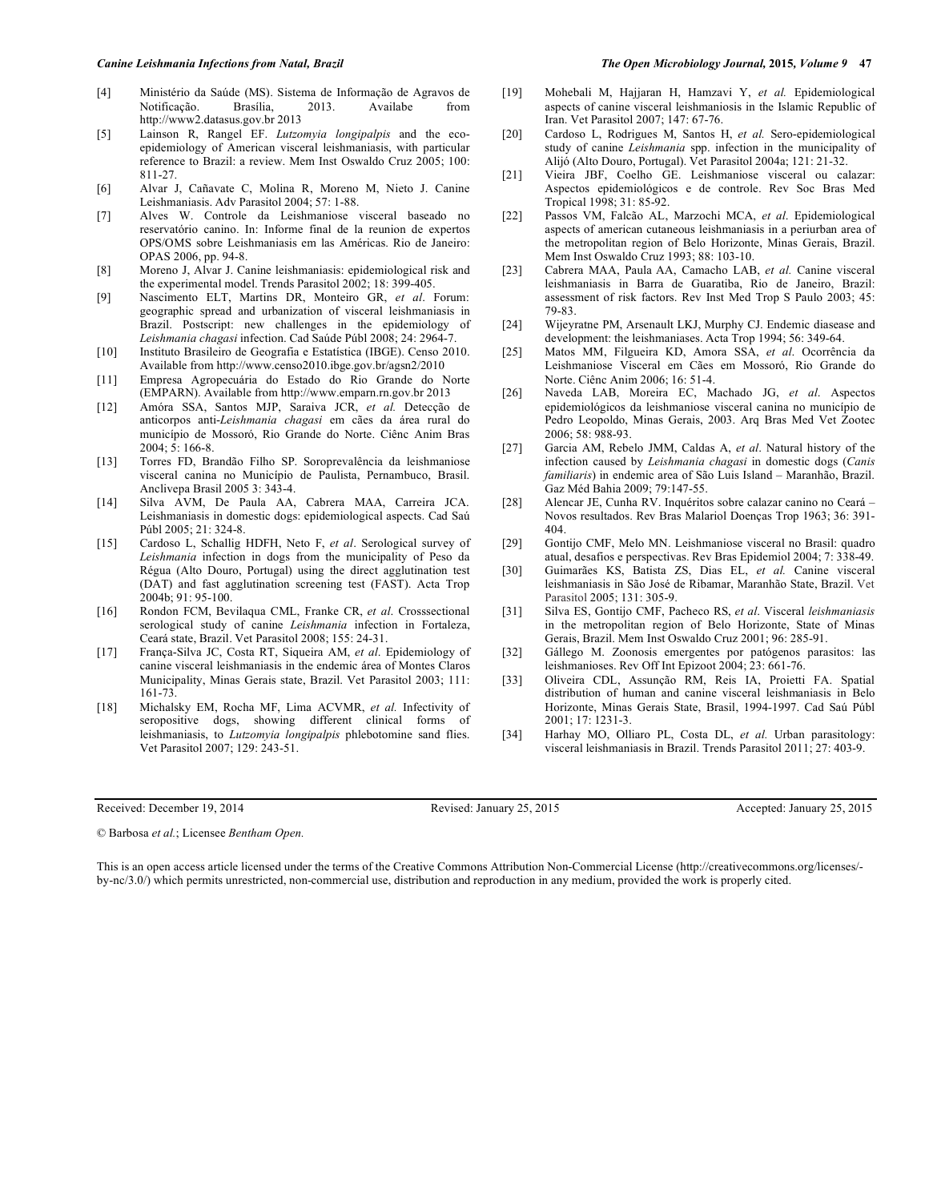[4] Ministério da Saúde (MS). Sistema de Informação de Agravos de Notificação. Brasília, 2013. Availabe from http://www2.datasus.gov.br 2013

[5] Lainson R, Rangel EF. *Lutzomyia longipalpis* and the eco-epidemiology of American visceral leishmaniasis, with particular reference to Brazil: a review. Mem Inst Oswaldo Cruz 2005; 100: 811-27.

[6] Alvar J, Cañavate C, Molina R, Moreno M, Nieto J. Canine Leishmaniasis. Adv Parasitol 2004; 57: 1-88.

[7] Alves W. Controle da Leishmaniose visceral baseado no reservatório canino. In: Informe final de la reunion de expertos OPS/OMS sobre Leishmaniasis em las Américas. Rio de Janeiro: OPAS 2006, pp. 94-8.

[8] Moreno J, Alvar J. Canine leishmaniasis: epidemiological risk and the experimental model. Trends Parasitol 2002; 18: 399-405.

[9] Nascimento ELT, Martins DR, Monteiro GR, *et al*. Forum: geographic spread and urbanization of visceral leishmaniasis in Brazil. Postscript: new challenges in the epidemiology of *Leishmania chagasi* infection. Cad Saúde Públ 2008; 24: 2964-7.

[10] Instituto Brasileiro de Geografia e Estatística (IBGE). Censo 2010. Available from http://www.censo2010.ibge.gov.br/agsn2/2010

[11] Empresa Agropecuária do Estado do Rio Grande do Norte (EMPARN). Available from http://www.emparn.rn.gov.br 2013

[12] Amóra SSA, Santos MJP, Saraiva JCR, *et al.* Detecção de anticorpos anti-*Leishmania chagasi* em cães da área rural do município de Mossoró, Rio Grande do Norte. Ciênc Anim Bras 2004; 5: 166-8.

[13] Torres FD, Brandão Filho SP. Soroprevalência da leishmaniose visceral canina no Município de Paulista, Pernambuco, Brasil. Anclivepa Brasil 2005 3: 343-4.

[14] Silva AVM, De Paula AA, Cabrera MAA, Carreira JCA. Leishmaniasis in domestic dogs: epidemiological aspects. Cad Saú Públ 2005; 21: 324-8.

[15] Cardoso L, Schallig HDFH, Neto F, *et al*. Serological survey of *Leishmania* infection in dogs from the municipality of Peso da Régua (Alto Douro, Portugal) using the direct agglutination test (DAT) and fast agglutination screening test (FAST). Acta Trop 2004b; 91: 95-100.

[16] Rondon FCM, Bevilaqua CML, Franke CR, *et al*. Crosssectional serological study of canine *Leishmania* infection in Fortaleza, Ceará state, Brazil. Vet Parasitol 2008; 155: 24-31.

[17] França-Silva JC, Costa RT, Siqueira AM, *et al*. Epidemiology of canine visceral leishmaniasis in the endemic área of Montes Claros Municipality, Minas Gerais state, Brazil. Vet Parasitol 2003; 111: 161-73.

[18] Michalsky EM, Rocha MF, Lima ACVMR, *et al.* Infectivity of seropositive dogs, showing different clinical forms of leishmaniasis, to *Lutzomyia longipalpis* phlebotomine sand flies. Vet Parasitol 2007; 129: 243-51.

[19] Mohebali M, Hajjaran H, Hamzavi Y, *et al.* Epidemiological aspects of canine visceral leishmaniosis in the Islamic Republic of Iran. Vet Parasitol 2007; 147: 67-76.

[20] Cardoso L, Rodrigues M, Santos H, *et al.* Sero-epidemiological study of canine *Leishmania* spp. infection in the municipality of Alijó (Alto Douro, Portugal). Vet Parasitol 2004a; 121: 21-32.

[21] Vieira JBF, Coelho GE. Leishmaniose visceral ou calazar: Aspectos epidemiológicos e de controle. Rev Soc Bras Med Tropical 1998; 31: 85-92.

[22] Passos VM, Falcão AL, Marzochi MCA, *et al*. Epidemiological aspects of american cutaneous leishmaniasis in a periurban area of the metropolitan region of Belo Horizonte, Minas Gerais, Brazil. Mem Inst Oswaldo Cruz 1993; 88: 103-10.

[23] Cabrera MAA, Paula AA, Camacho LAB, *et al.* Canine visceral leishmaniasis in Barra de Guaratiba, Rio de Janeiro, Brazil: assessment of risk factors. Rev Inst Med Trop S Paulo 2003; 45: 79-83.

[24] Wijeyratne PM, Arsenault LKJ, Murphy CJ. Endemic diasease and development: the leishmaniases. Acta Trop 1994; 56: 349-64.

[25] Matos MM, Filgueira KD, Amora SSA, *et al*. Ocorrência da Leishmaniose Visceral em Cães em Mossoró, Rio Grande do Norte. Ciênc Anim 2006; 16: 51-4.

[26] Naveda LAB, Moreira EC, Machado JG, *et al*. Aspectos epidemiológicos da leishmaniose visceral canina no município de Pedro Leopoldo, Minas Gerais, 2003. Arq Bras Med Vet Zootec 2006; 58: 988-93.

[27] Garcia AM, Rebelo JMM, Caldas A, *et al*. Natural history of the infection caused by *Leishmania chagasi* in domestic dogs (*Canis familiaris*) in endemic area of São Luis Island – Maranhão, Brazil. Gaz Méd Bahia 2009; 79:147-55.

[28] Alencar JE, Cunha RV. Inquéritos sobre calazar canino no Ceará – Novos resultados. Rev Bras Malariol Doenças Trop 1963; 36: 391-404.

[29] Gontijo CMF, Melo MN. Leishmaniose visceral no Brasil: quadro atual, desafios e perspectivas. Rev Bras Epidemiol 2004; 7: 338-49.

[30] Guimarães KS, Batista ZS, Dias EL, *et al.* Canine visceral leishmaniasis in São José de Ribamar, Maranhão State, Brazil. Vet Parasitol 2005; 131: 305-9.

[31] Silva ES, Gontijo CMF, Pacheco RS, *et al*. Visceral *leishmaniasis* in the metropolitan region of Belo Horizonte, State of Minas Gerais, Brazil. Mem Inst Oswaldo Cruz 2001; 96: 285-91.

[32] Gállego M. Zoonosis emergentes por patógenos parasitos: las leishmanioses. Rev Off Int Epizoot 2004; 23: 661-76.

[33] Oliveira CDL, Assunção RM, Reis IA, Proietti FA. Spatial distribution of human and canine visceral leishmaniasis in Belo Horizonte, Minas Gerais State, Brasil, 1994-1997. Cad Saú Públ 2001; 17: 1231-3.

[34] Harhay MO, Olliaro PL, Costa DL, *et al.* Urban parasitology: visceral leishmaniasis in Brazil. Trends Parasitol 2011; 27: 403-9.

---

Received: December 19, 2014 Revised: January 25, 2015 Accepted: January 25, 2015

© Barbosa *et al.*; Licensee *Bentham Open.*

This is an open access article licensed under the terms of the Creative Commons Attribution Non-Commercial License (http://creativecommons.org/licenses/-by-nc/3.0/) which permits unrestricted, non-commercial use, distribution and reproduction in any medium, provided the work is properly cited.